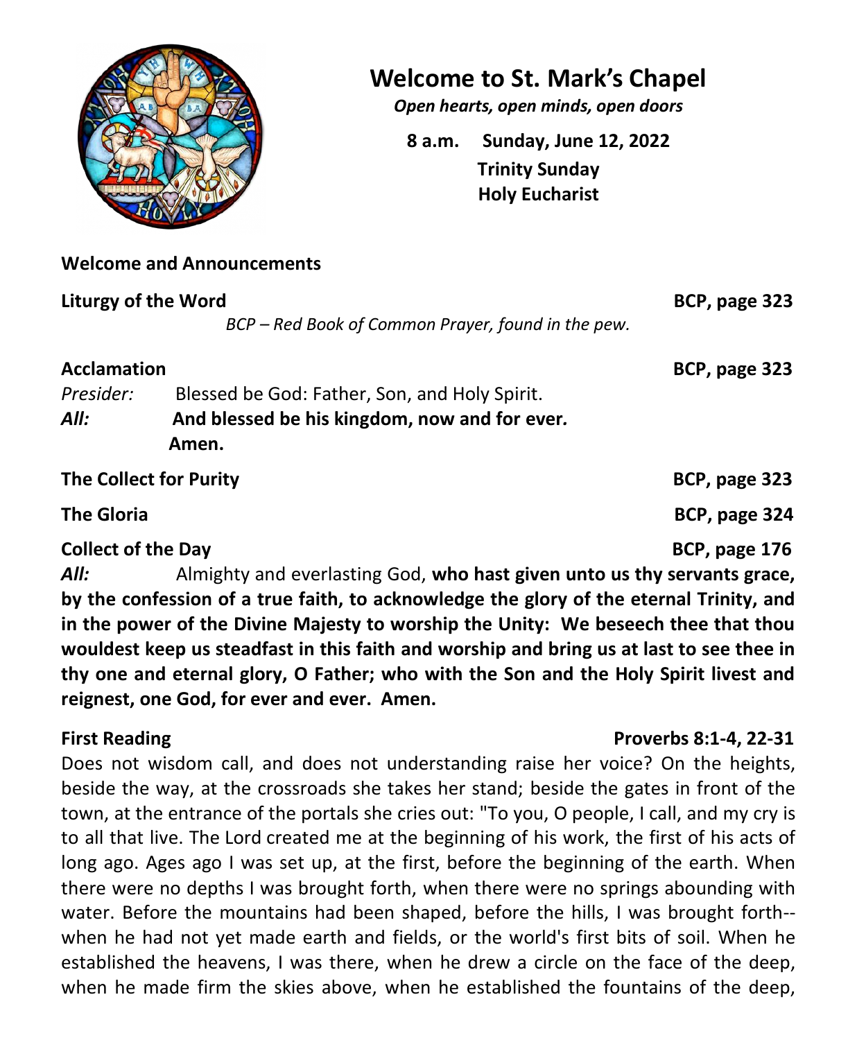# Welcome to St. Mark's Chapel

*Open hearts, open minds, open doors*

**8 a.m. Sunday, June 12, 2022**
**Trinity Sunday**
**Holy Eucharist**

**Welcome and Announcements**

**Liturgy of the Word** **BCP, page 323**

*BCP – Red Book of Common Prayer, found in the pew.*

**Acclamation** **BCP, page 323**

*Presider:* Blessed be God: Father, Son, and Holy Spirit.
***All:*** **And blessed be his kingdom, now and for ever. Amen.**

**The Collect for Purity** **BCP, page 323**

**The Gloria** **BCP, page 324**

**Collect of the Day** **BCP, page 176**

***All:*** Almighty and everlasting God, **who hast given unto us thy servants grace, by the confession of a true faith, to acknowledge the glory of the eternal Trinity, and in the power of the Divine Majesty to worship the Unity: We beseech thee that thou wouldest keep us steadfast in this faith and worship and bring us at last to see thee in thy one and eternal glory, O Father; who with the Son and the Holy Spirit livest and reignest, one God, for ever and ever. Amen.**

**First Reading** **Proverbs 8:1-4, 22-31**

Does not wisdom call, and does not understanding raise her voice? On the heights, beside the way, at the crossroads she takes her stand; beside the gates in front of the town, at the entrance of the portals she cries out: "To you, O people, I call, and my cry is to all that live. The Lord created me at the beginning of his work, the first of his acts of long ago. Ages ago I was set up, at the first, before the beginning of the earth. When there were no depths I was brought forth, when there were no springs abounding with water. Before the mountains had been shaped, before the hills, I was brought forth--when he had not yet made earth and fields, or the world's first bits of soil. When he established the heavens, I was there, when he drew a circle on the face of the deep, when he made firm the skies above, when he established the fountains of the deep,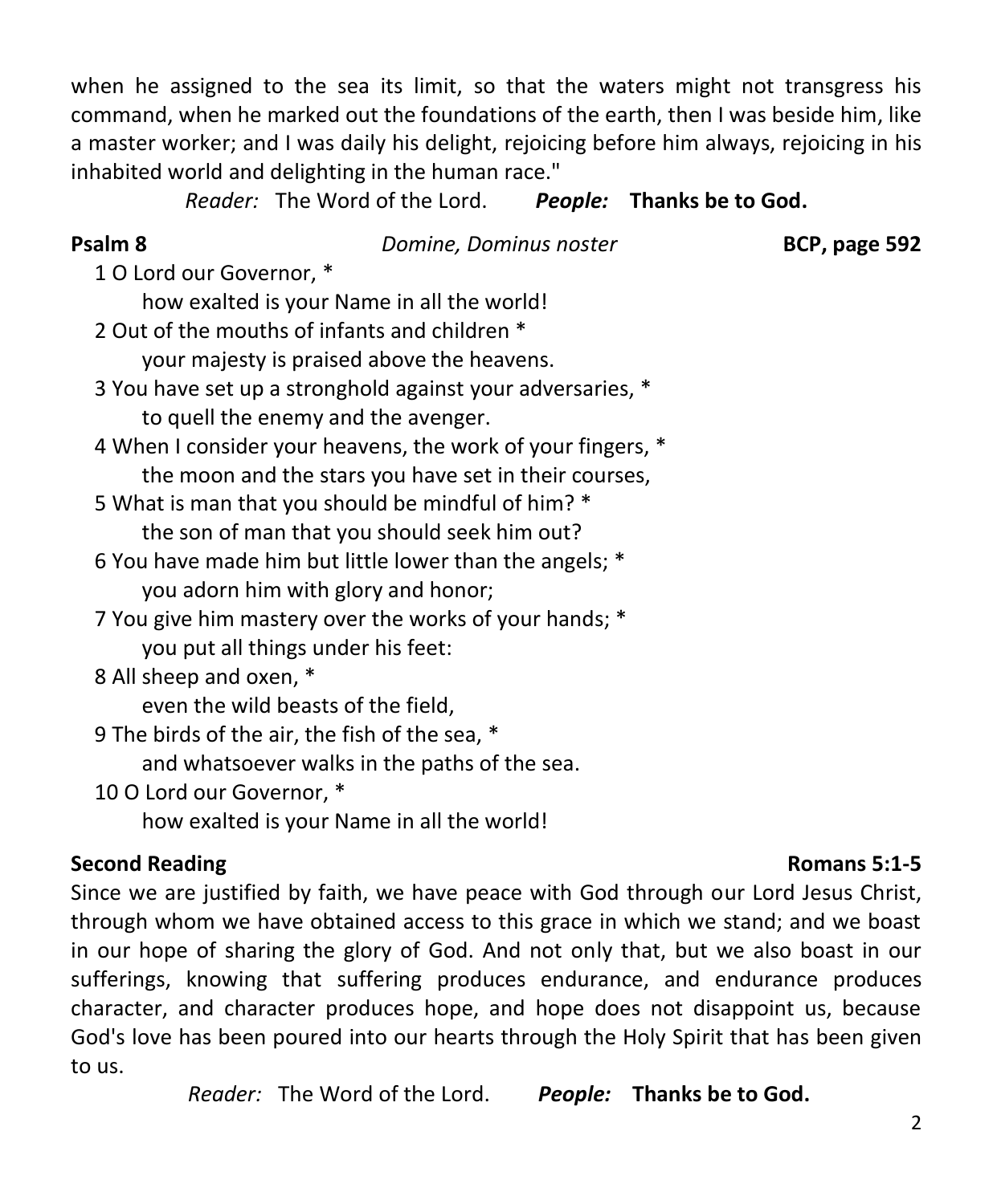when he assigned to the sea its limit, so that the waters might not transgress his command, when he marked out the foundations of the earth, then I was beside him, like a master worker; and I was daily his delight, rejoicing before him always, rejoicing in his inhabited world and delighting in the human race."

*Reader:* The Word of the Lord. ***People:*** **Thanks be to God.**

**Psalm 8** *Domine, Dominus noster* **BCP, page 592**

1 O Lord our Governor, *
how exalted is your Name in all the world!

2 Out of the mouths of infants and children *
your majesty is praised above the heavens.

3 You have set up a stronghold against your adversaries, *
to quell the enemy and the avenger.

4 When I consider your heavens, the work of your fingers, *
the moon and the stars you have set in their courses,

5 What is man that you should be mindful of him? *
the son of man that you should seek him out?

6 You have made him but little lower than the angels; *
you adorn him with glory and honor;

7 You give him mastery over the works of your hands; *
you put all things under his feet:

8 All sheep and oxen, *
even the wild beasts of the field,

9 The birds of the air, the fish of the sea, *
and whatsoever walks in the paths of the sea.

10 O Lord our Governor, *
how exalted is your Name in all the world!

**Second Reading** **Romans 5:1-5**

Since we are justified by faith, we have peace with God through our Lord Jesus Christ, through whom we have obtained access to this grace in which we stand; and we boast in our hope of sharing the glory of God. And not only that, but we also boast in our sufferings, knowing that suffering produces endurance, and endurance produces character, and character produces hope, and hope does not disappoint us, because God's love has been poured into our hearts through the Holy Spirit that has been given to us.

*Reader:* The Word of the Lord. ***People:*** **Thanks be to God.**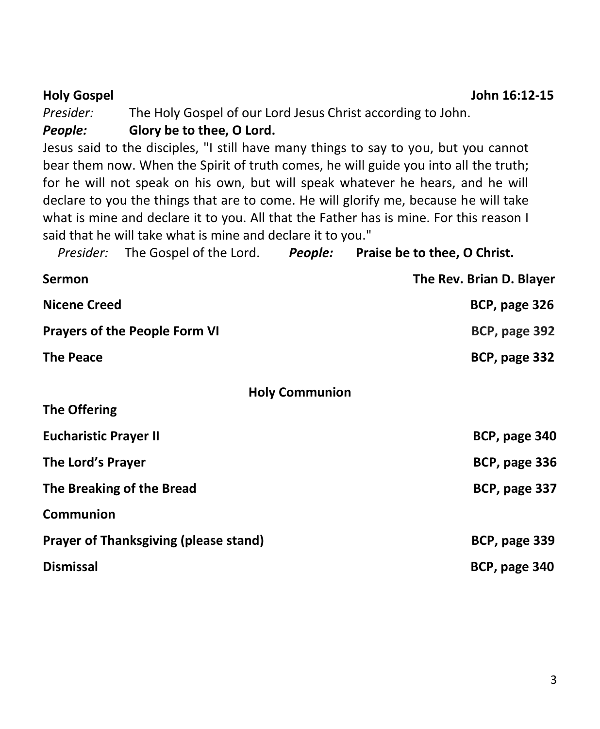**Holy Gospel** **John 16:12-15**

*Presider:* The Holy Gospel of our Lord Jesus Christ according to John.

***People:*** **Glory be to thee, O Lord.**

Jesus said to the disciples, "I still have many things to say to you, but you cannot bear them now. When the Spirit of truth comes, he will guide you into all the truth; for he will not speak on his own, but will speak whatever he hears, and he will declare to you the things that are to come. He will glorify me, because he will take what is mine and declare it to you. All that the Father has is mine. For this reason I said that he will take what is mine and declare it to you."

*Presider:* The Gospel of the Lord. ***People:*** **Praise be to thee, O Christ.**

**Sermon** **The Rev. Brian D. Blayer**

**Nicene Creed** **BCP, page 326**

**Prayers of the People Form VI** **BCP, page 392**

**The Peace** **BCP, page 332**

## Holy Communion

**The Offering**

**Eucharistic Prayer II** **BCP, page 340**

**The Lord's Prayer** **BCP, page 336**

**The Breaking of the Bread** **BCP, page 337**

**Communion**

**Prayer of Thanksgiving (please stand)** **BCP, page 339**

**Dismissal** **BCP, page 340**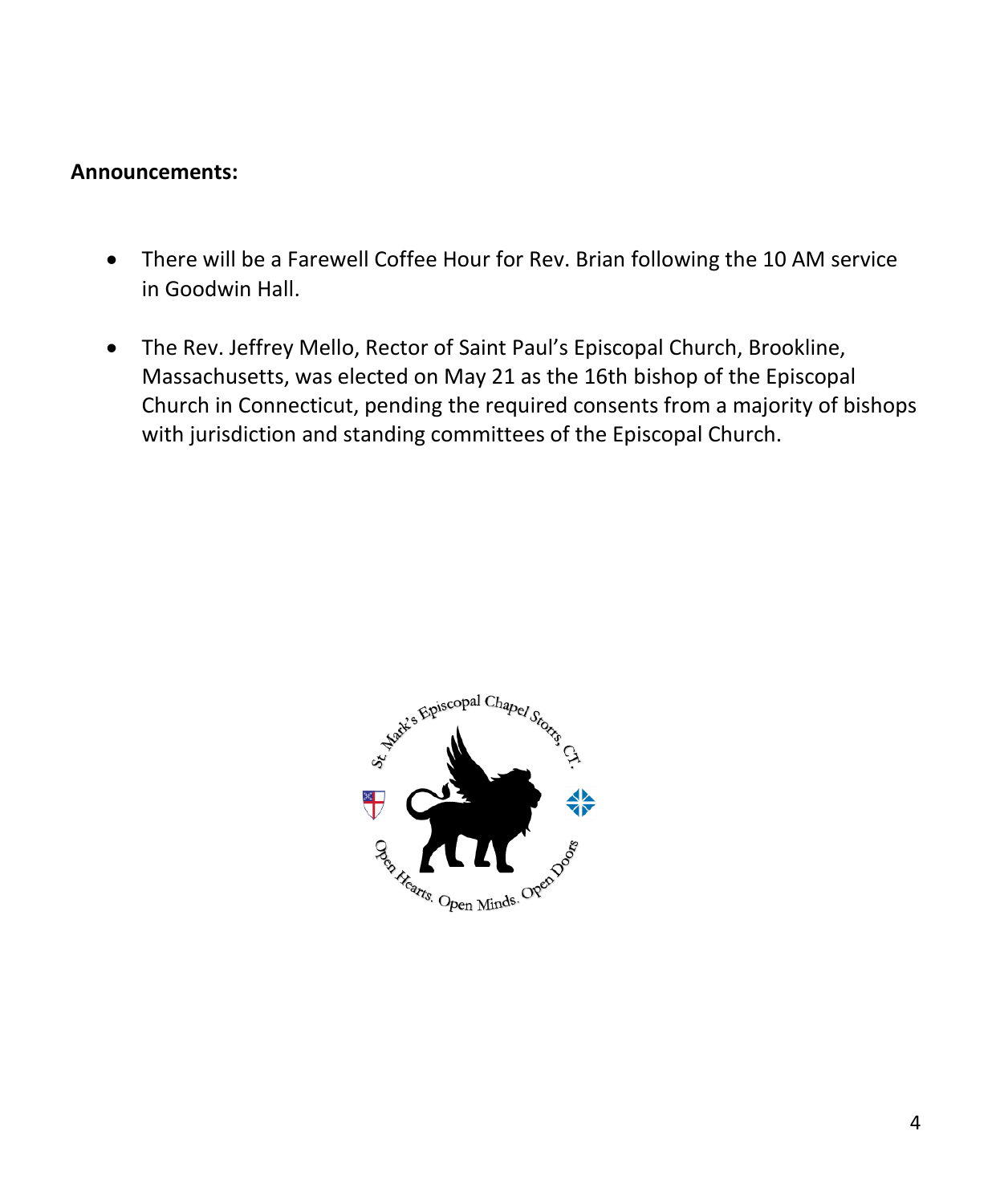**Announcements:**

- There will be a Farewell Coffee Hour for Rev. Brian following the 10 AM service in Goodwin Hall.
- The Rev. Jeffrey Mello, Rector of Saint Paul's Episcopal Church, Brookline, Massachusetts, was elected on May 21 as the 16th bishop of the Episcopal Church in Connecticut, pending the required consents from a majority of bishops with jurisdiction and standing committees of the Episcopal Church.

St. Mark's Episcopal Chapel Storrs, CT.

Open Hearts. Open Minds. Open Doors